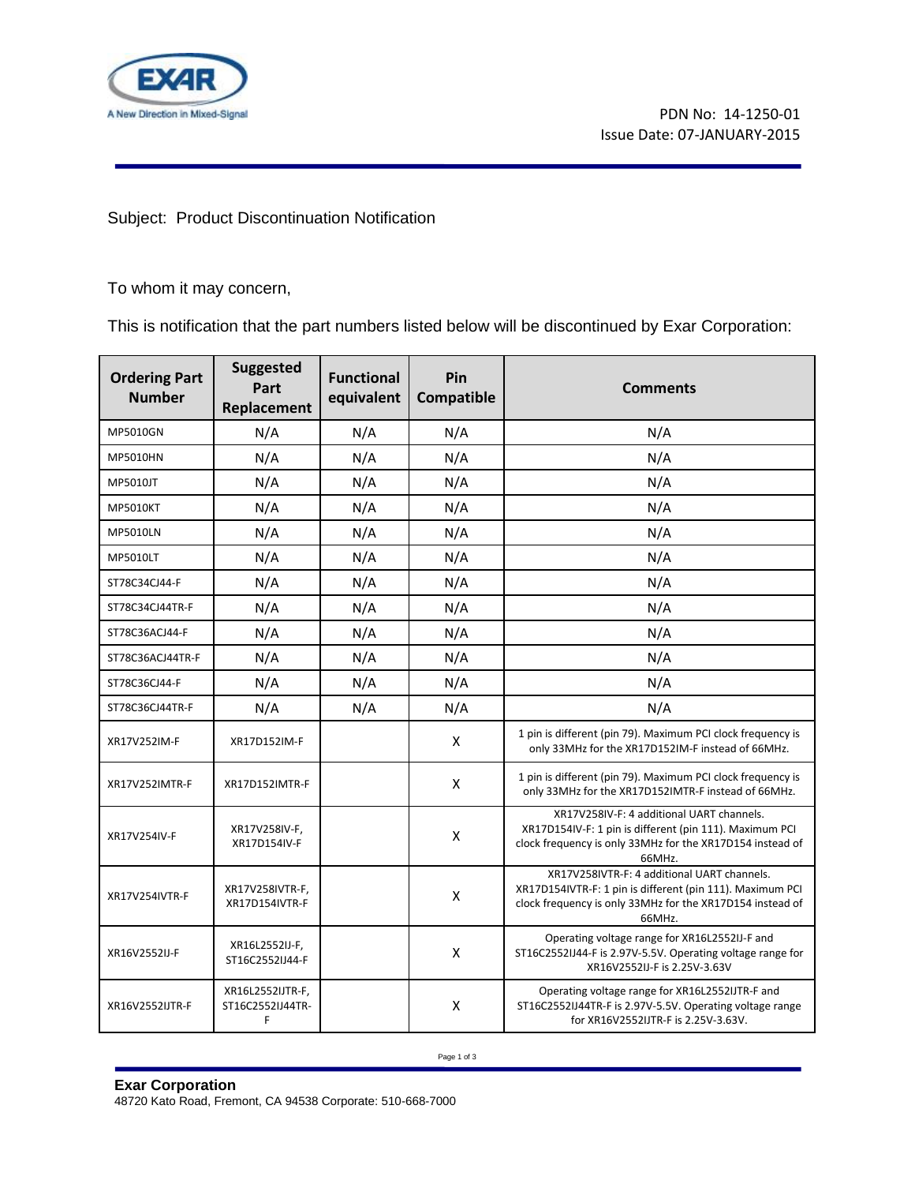PDN No: 14-1250-01
Issue Date: 07-JANUARY-2015

Subject: Product Discontinuation Notification

To whom it may concern,

This is notification that the part numbers listed below will be discontinued by Exar Corporation:

| Ordering Part Number | Suggested Part Replacement | Functional equivalent | Pin Compatible | Comments |
|---|---|---|---|---|
| MP5010GN | N/A | N/A | N/A | N/A |
| MP5010HN | N/A | N/A | N/A | N/A |
| MP5010JT | N/A | N/A | N/A | N/A |
| MP5010KT | N/A | N/A | N/A | N/A |
| MP5010LN | N/A | N/A | N/A | N/A |
| MP5010LT | N/A | N/A | N/A | N/A |
| ST78C34CJ44-F | N/A | N/A | N/A | N/A |
| ST78C34CJ44TR-F | N/A | N/A | N/A | N/A |
| ST78C36ACJ44-F | N/A | N/A | N/A | N/A |
| ST78C36ACJ44TR-F | N/A | N/A | N/A | N/A |
| ST78C36CJ44-F | N/A | N/A | N/A | N/A |
| ST78C36CJ44TR-F | N/A | N/A | N/A | N/A |
| XR17V252IM-F | XR17D152IM-F | | X | 1 pin is different (pin 79). Maximum PCI clock frequency is only 33MHz for the XR17D152IM-F instead of 66MHz. |
| XR17V252IMTR-F | XR17D152IMTR-F | | X | 1 pin is different (pin 79). Maximum PCI clock frequency is only 33MHz for the XR17D152IMTR-F instead of 66MHz. |
| XR17V254IV-F | XR17V258IV-F, XR17D154IV-F | | X | XR17V258IV-F: 4 additional UART channels. XR17D154IV-F: 1 pin is different (pin 111). Maximum PCI clock frequency is only 33MHz for the XR17D154 instead of 66MHz. |
| XR17V254IVTR-F | XR17V258IVTR-F, XR17D154IVTR-F | | X | XR17V258IVTR-F: 4 additional UART channels. XR17D154IVTR-F: 1 pin is different (pin 111). Maximum PCI clock frequency is only 33MHz for the XR17D154 instead of 66MHz. |
| XR16V2552IJ-F | XR16L2552IJ-F, ST16C2552IJ44-F | | X | Operating voltage range for XR16L2552IJ-F and ST16C2552IJ44-F is 2.97V-5.5V. Operating voltage range for XR16V2552IJ-F is 2.25V-3.63V |
| XR16V2552IJTR-F | XR16L2552IJTR-F, ST16C2552IJ44TR-F | | X | Operating voltage range for XR16L2552IJTR-F and ST16C2552IJ44TR-F is 2.97V-5.5V. Operating voltage range for XR16V2552IJTR-F is 2.25V-3.63V. |

**Exar Corporation**
48720 Kato Road, Fremont, CA 94538 Corporate: 510-668-7000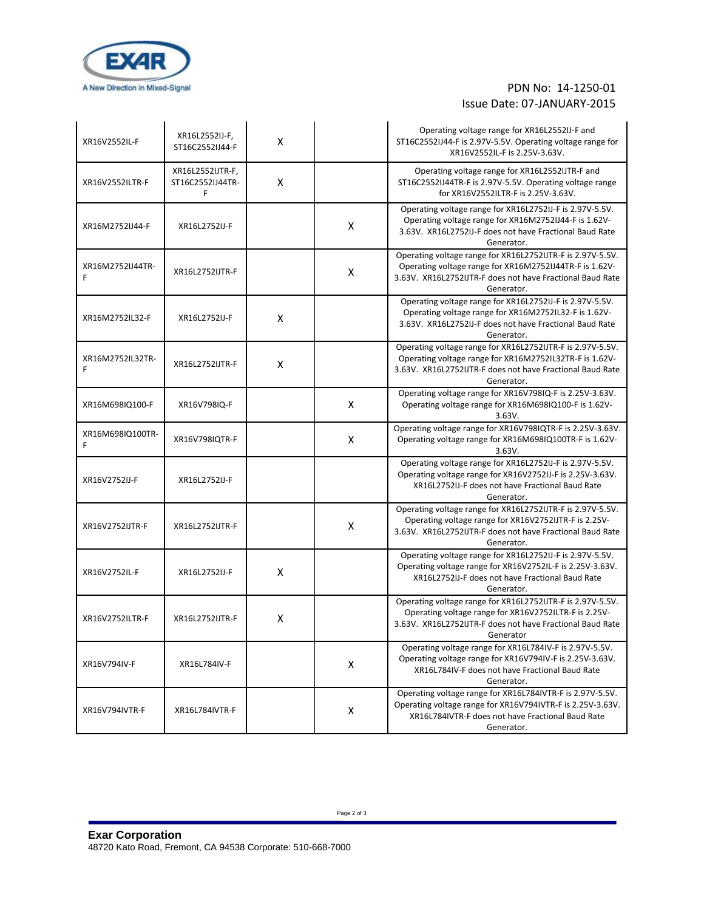PDN No: 14-1250-01
Issue Date: 07-JANUARY-2015

| | | | | |
|---|---|---|---|---|
| XR16V2552IL-F | XR16L2552IJ-F, ST16C2552IJ44-F | X | | Operating voltage range for XR16L2552IJ-F and ST16C2552IJ44-F is 2.97V-5.5V. Operating voltage range for XR16V2552IL-F is 2.25V-3.63V. |
| XR16V2552ILTR-F | XR16L2552IJTR-F, ST16C2552IJ44TR-F | X | | Operating voltage range for XR16L2552IJTR-F and ST16C2552IJ44TR-F is 2.97V-5.5V. Operating voltage range for XR16V2552ILTR-F is 2.25V-3.63V. |
| XR16M2752IJ44-F | XR16L2752IJ-F | | X | Operating voltage range for XR16L2752IJ-F is 2.97V-5.5V. Operating voltage range for XR16M2752IJ44-F is 1.62V-3.63V. XR16L2752IJ-F does not have Fractional Baud Rate Generator. |
| XR16M2752IJ44TR-F | XR16L2752IJTR-F | | X | Operating voltage range for XR16L2752IJTR-F is 2.97V-5.5V. Operating voltage range for XR16M2752IJ44TR-F is 1.62V-3.63V. XR16L2752IJTR-F does not have Fractional Baud Rate Generator. |
| XR16M2752IL32-F | XR16L2752IJ-F | X | | Operating voltage range for XR16L2752IJ-F is 2.97V-5.5V. Operating voltage range for XR16M2752IL32-F is 1.62V-3.63V. XR16L2752IJ-F does not have Fractional Baud Rate Generator. |
| XR16M2752IL32TR-F | XR16L2752IJTR-F | X | | Operating voltage range for XR16L2752IJTR-F is 2.97V-5.5V. Operating voltage range for XR16M2752IL32TR-F is 1.62V-3.63V. XR16L2752IJTR-F does not have Fractional Baud Rate Generator. |
| XR16M698IQ100-F | XR16V798IQ-F | | X | Operating voltage range for XR16V798IQ-F is 2.25V-3.63V. Operating voltage range for XR16M698IQ100-F is 1.62V-3.63V. |
| XR16M698IQ100TR-F | XR16V798IQTR-F | | X | Operating voltage range for XR16V798IQTR-F is 2.25V-3.63V. Operating voltage range for XR16M698IQ100TR-F is 1.62V-3.63V. |
| XR16V2752IJ-F | XR16L2752IJ-F | | | Operating voltage range for XR16L2752IJ-F is 2.97V-5.5V. Operating voltage range for XR16V2752IJ-F is 2.25V-3.63V. XR16L2752IJ-F does not have Fractional Baud Rate Generator. |
| XR16V2752IJTR-F | XR16L2752IJTR-F | | X | Operating voltage range for XR16L2752IJTR-F is 2.97V-5.5V. Operating voltage range for XR16V2752IJTR-F is 2.25V-3.63V. XR16L2752IJTR-F does not have Fractional Baud Rate Generator. |
| XR16V2752IL-F | XR16L2752IJ-F | X | | Operating voltage range for XR16L2752IJ-F is 2.97V-5.5V. Operating voltage range for XR16V2752IL-F is 2.25V-3.63V. XR16L2752IJ-F does not have Fractional Baud Rate Generator. |
| XR16V2752ILTR-F | XR16L2752IJTR-F | X | | Operating voltage range for XR16L2752IJTR-F is 2.97V-5.5V. Operating voltage range for XR16V2752ILTR-F is 2.25V-3.63V. XR16L2752IJTR-F does not have Fractional Baud Rate Generator |
| XR16V794IV-F | XR16L784IV-F | | X | Operating voltage range for XR16L784IV-F is 2.97V-5.5V. Operating voltage range for XR16V794IV-F is 2.25V-3.63V. XR16L784IV-F does not have Fractional Baud Rate Generator. |
| XR16V794IVTR-F | XR16L784IVTR-F | | X | Operating voltage range for XR16L784IVTR-F is 2.97V-5.5V. Operating voltage range for XR16V794IVTR-F is 2.25V-3.63V. XR16L784IVTR-F does not have Fractional Baud Rate Generator. |

**Exar Corporation**
48720 Kato Road, Fremont, CA 94538 Corporate: 510-668-7000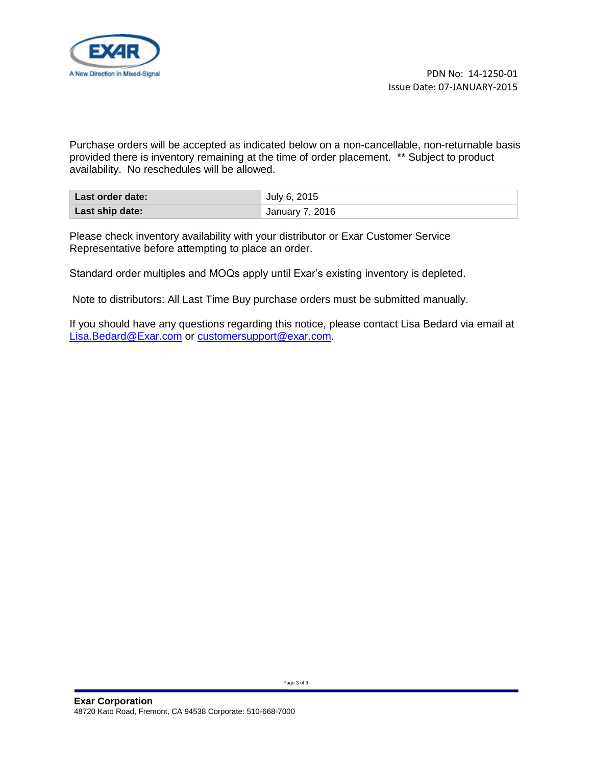PDN No: 14-1250-01
Issue Date: 07-JANUARY-2015

Purchase orders will be accepted as indicated below on a non-cancellable, non-returnable basis provided there is inventory remaining at the time of order placement. ** Subject to product availability. No reschedules will be allowed.

| | |
|---|---|
| **Last order date:** | July 6, 2015 |
| **Last ship date:** | January 7, 2016 |

Please check inventory availability with your distributor or Exar Customer Service Representative before attempting to place an order.

Standard order multiples and MOQs apply until Exar's existing inventory is depleted.

Note to distributors: All Last Time Buy purchase orders must be submitted manually.

If you should have any questions regarding this notice, please contact Lisa Bedard via email at Lisa.Bedard@Exar.com or customersupport@exar.com.

**Exar Corporation**
48720 Kato Road, Fremont, CA 94538 Corporate: 510-668-7000